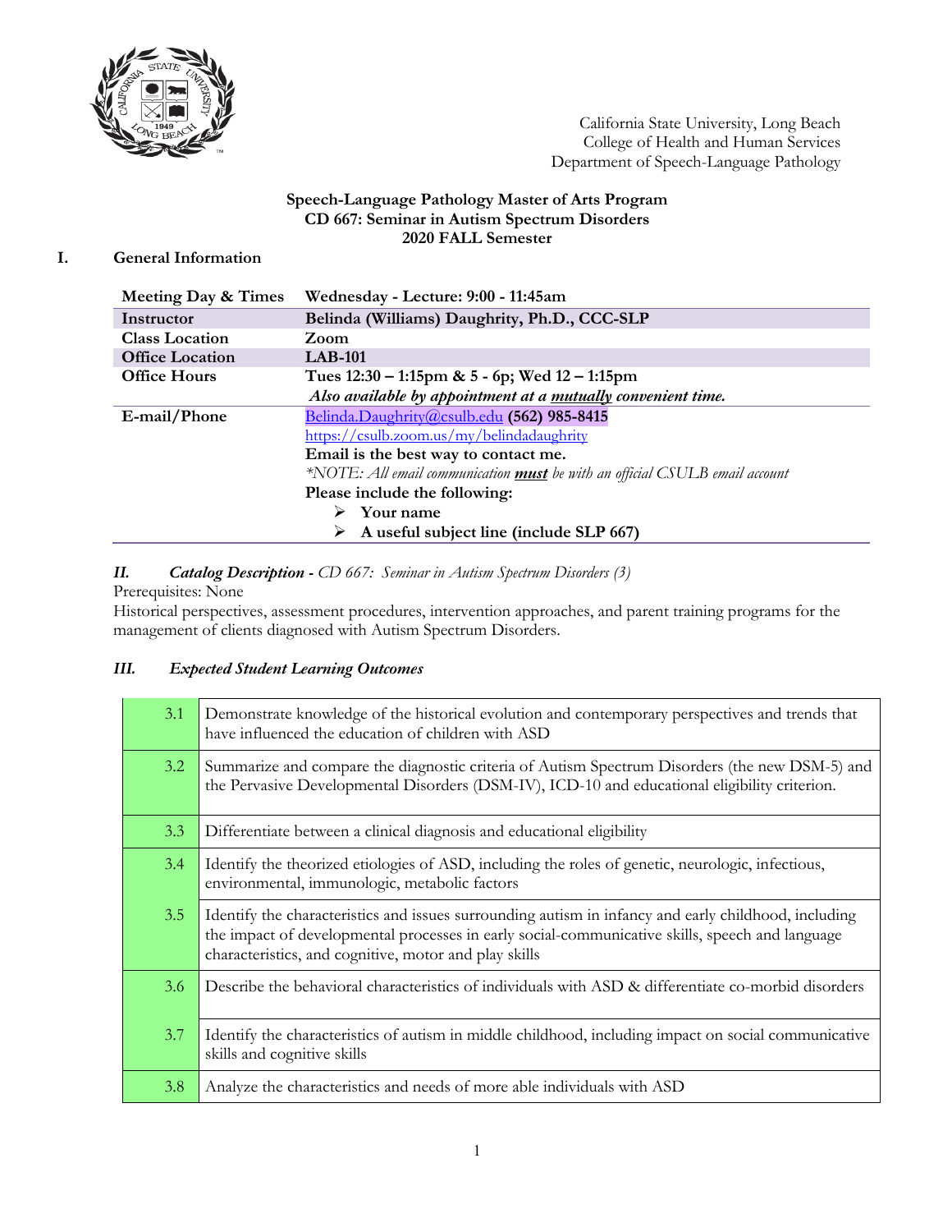California State University, Long Beach
College of Health and Human Services
Department of Speech-Language Pathology

**Speech-Language Pathology Master of Arts Program**
**CD 667: Seminar in Autism Spectrum Disorders**
**2020 FALL Semester**

## I. General Information

| | |
|---|---|
| **Meeting Day & Times** | **Wednesday - Lecture: 9:00 - 11:45am** |
| **Instructor** | **Belinda (Williams) Daughrity, Ph.D., CCC-SLP** |
| **Class Location** | **Zoom** |
| **Office Location** | **LAB-101** |
| **Office Hours** | **Tues 12:30 – 1:15pm & 5 - 6p; Wed 12 – 1:15pm**<br>***Also available by appointment at a mutually convenient time.*** |
| **E-mail/Phone** | Belinda.Daughrity@csulb.edu **(562) 985-8415**<br>https://csulb.zoom.us/my/belindadaughrity<br>**Email is the best way to contact me.**<br>*\*NOTE: All email communication **must** be with an official CSULB email account*<br>**Please include the following:**<br>➢ **Your name**<br>➢ **A useful subject line (include SLP 667)** |

## *II. Catalog Description - CD 667: Seminar in Autism Spectrum Disorders (3)*

Prerequisites: None

Historical perspectives, assessment procedures, intervention approaches, and parent training programs for the management of clients diagnosed with Autism Spectrum Disorders.

## *III. Expected Student Learning Outcomes*

| | |
|---|---|
| 3.1 | Demonstrate knowledge of the historical evolution and contemporary perspectives and trends that have influenced the education of children with ASD |
| 3.2 | Summarize and compare the diagnostic criteria of Autism Spectrum Disorders (the new DSM-5) and the Pervasive Developmental Disorders (DSM-IV), ICD-10 and educational eligibility criterion. |
| 3.3 | Differentiate between a clinical diagnosis and educational eligibility |
| 3.4 | Identify the theorized etiologies of ASD, including the roles of genetic, neurologic, infectious, environmental, immunologic, metabolic factors |
| 3.5 | Identify the characteristics and issues surrounding autism in infancy and early childhood, including the impact of developmental processes in early social-communicative skills, speech and language characteristics, and cognitive, motor and play skills |
| 3.6 | Describe the behavioral characteristics of individuals with ASD & differentiate co-morbid disorders |
| 3.7 | Identify the characteristics of autism in middle childhood, including impact on social communicative skills and cognitive skills |
| 3.8 | Analyze the characteristics and needs of more able individuals with ASD |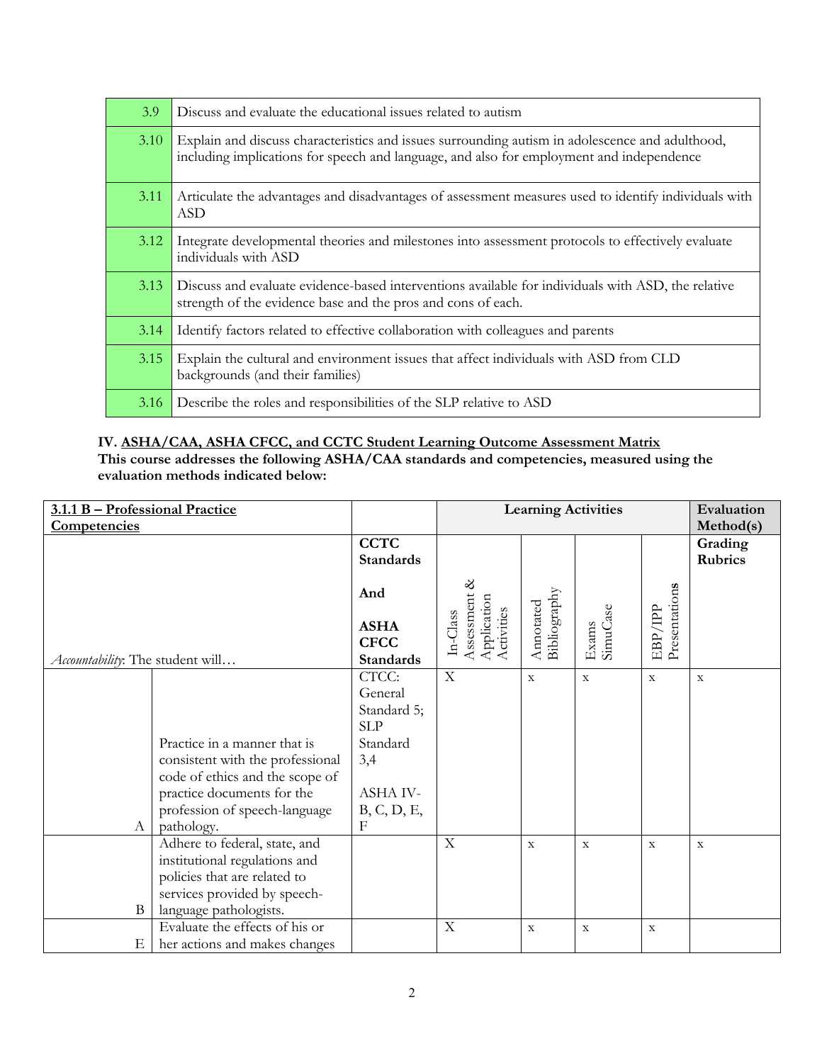| | |
|---|---|
| 3.9 | Discuss and evaluate the educational issues related to autism |
| 3.10 | Explain and discuss characteristics and issues surrounding autism in adolescence and adulthood, including implications for speech and language, and also for employment and independence |
| 3.11 | Articulate the advantages and disadvantages of assessment measures used to identify individuals with ASD |
| 3.12 | Integrate developmental theories and milestones into assessment protocols to effectively evaluate individuals with ASD |
| 3.13 | Discuss and evaluate evidence-based interventions available for individuals with ASD, the relative strength of the evidence base and the pros and cons of each. |
| 3.14 | Identify factors related to effective collaboration with colleagues and parents |
| 3.15 | Explain the cultural and environment issues that affect individuals with ASD from CLD backgrounds (and their families) |
| 3.16 | Describe the roles and responsibilities of the SLP relative to ASD |

### IV. ASHA/CAA, ASHA CFCC, and CCTC Student Learning Outcome Assessment Matrix

**This course addresses the following ASHA/CAA standards and competencies, measured using the evaluation methods indicated below:**

| **3.1.1 B – Professional Practice Competencies** | | | **Learning Activities** | | | | **Evaluation Method(s)** |
|---|---|---|---|---|---|---|---|
| | *Accountability*: The student will… | **CCTC Standards And ASHA CFCC Standards** | In-Class Assessment & Application Activities | Annotated Bibliography | Exams SimuCase | EBP/IPP Presentations | **Grading Rubrics** |
| A | Practice in a manner that is consistent with the professional code of ethics and the scope of practice documents for the profession of speech-language pathology. | CTCC: General Standard 5; SLP Standard 3,4<br><br>ASHA IV-B, C, D, E, F | X | x | x | x | x |
| B | Adhere to federal, state, and institutional regulations and policies that are related to services provided by speech-language pathologists. | | X | x | x | x | x |
| E | Evaluate the effects of his or her actions and makes changes | | X | x | x | x | |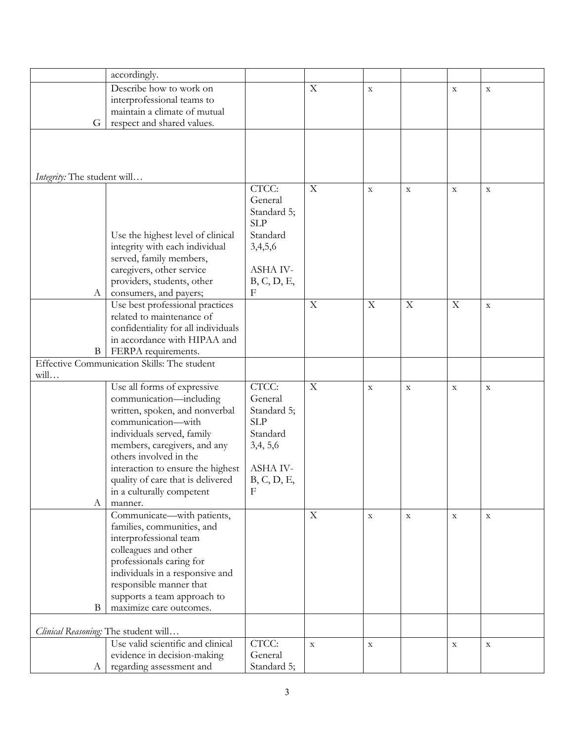| | | | | | | | |
|---|---|---|---|---|---|---|---|
| | accordingly. | | | | | | |
| G | Describe how to work on interprofessional teams to maintain a climate of mutual respect and shared values. | | X | x | | x | x |
| *Integrity:* The student will… | | | | | | | |
| A | Use the highest level of clinical integrity with each individual served, family members, caregivers, other service providers, students, other consumers, and payers; | CTCC: General Standard 5; SLP Standard 3,4,5,6 ASHA IV-B, C, D, E, F | X | x | x | x | x |
| B | Use best professional practices related to maintenance of confidentiality for all individuals in accordance with HIPAA and FERPA requirements. | | X | X | X | X | x |
| Effective Communication Skills: The student will… | | | | | | | |
| A | Use all forms of expressive communication—including written, spoken, and nonverbal communication—with individuals served, family members, caregivers, and any others involved in the interaction to ensure the highest quality of care that is delivered in a culturally competent manner. | CTCC: General Standard 5; SLP Standard 3,4, 5,6 ASHA IV-B, C, D, E, F | X | x | x | x | x |
| B | Communicate—with patients, families, communities, and interprofessional team colleagues and other professionals caring for individuals in a responsive and responsible manner that supports a team approach to maximize care outcomes. | | X | x | x | x | x |
| *Clinical Reasoning:* The student will… | | | | | | | |
| A | Use valid scientific and clinical evidence in decision-making regarding assessment and | CTCC: General Standard 5; | x | x | | x | x |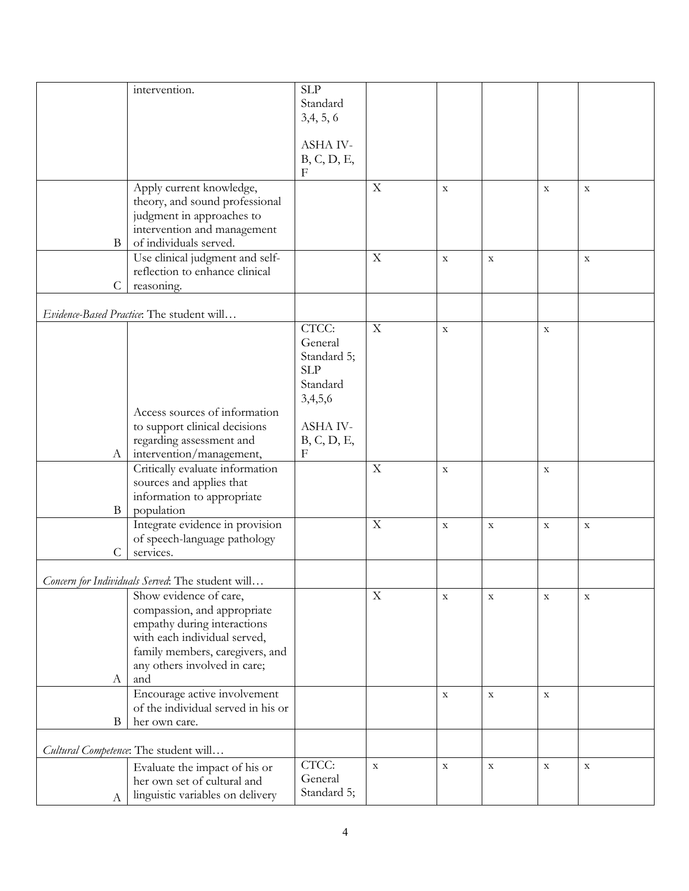| | | | | | | | |
|---|---|---|---|---|---|---|---|
| | intervention. | SLP Standard 3,4, 5, 6<br><br>ASHA IV-B, C, D, E, F | | | | | |
| B | Apply current knowledge, theory, and sound professional judgment in approaches to intervention and management of individuals served. | | X | x | | x | x |
| C | Use clinical judgment and self-reflection to enhance clinical reasoning. | | X | x | x | | x |
| *Evidence-Based Practice*: The student will… | | | | | | | |
| A | Access sources of information to support clinical decisions regarding assessment and intervention/management, | CTCC: General Standard 5; SLP Standard 3,4,5,6<br><br>ASHA IV-B, C, D, E, F | X | x | | x | |
| B | Critically evaluate information sources and applies that information to appropriate population | | X | x | | x | |
| C | Integrate evidence in provision of speech-language pathology services. | | X | x | x | x | x |
| *Concern for Individuals Served*: The student will… | | | | | | | |
| A | Show evidence of care, compassion, and appropriate empathy during interactions with each individual served, family members, caregivers, and any others involved in care; and | | X | x | x | x | x |
| B | Encourage active involvement of the individual served in his or her own care. | | | x | x | x | |
| *Cultural Competence*: The student will… | | | | | | | |
| A | Evaluate the impact of his or her own set of cultural and linguistic variables on delivery | CTCC: General Standard 5; | x | x | x | x | x |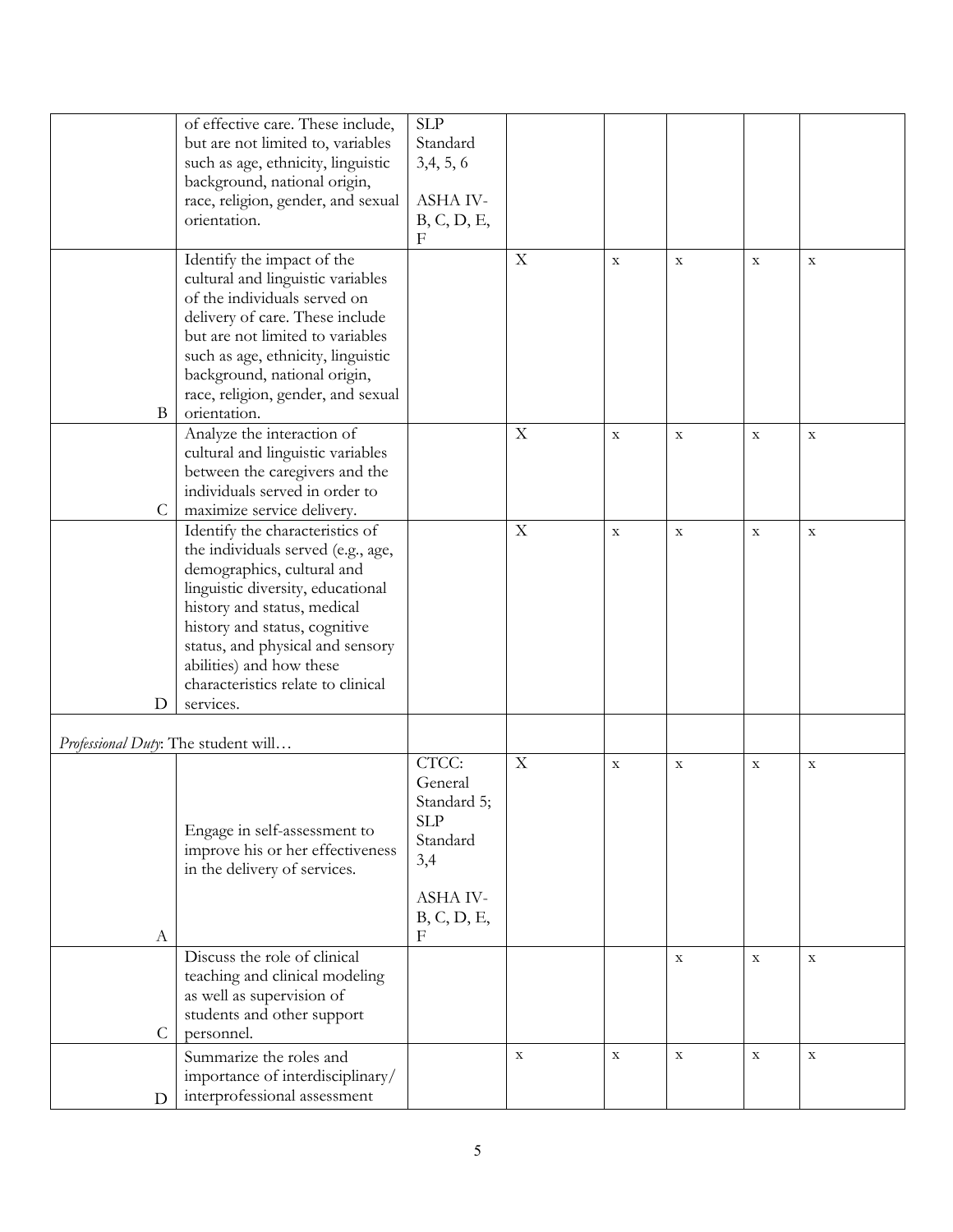|  |  |  |  |  |  |  |  |
|---|---|---|---|---|---|---|---|
|  | of effective care. These include, but are not limited to, variables such as age, ethnicity, linguistic background, national origin, race, religion, gender, and sexual orientation. | SLP Standard 3,4, 5, 6<br><br>ASHA IV-B, C, D, E, F |  |  |  |  |  |
| B | Identify the impact of the cultural and linguistic variables of the individuals served on delivery of care. These include but are not limited to variables such as age, ethnicity, linguistic background, national origin, race, religion, gender, and sexual orientation. |  | X | x | x | x | x |
| C | Analyze the interaction of cultural and linguistic variables between the caregivers and the individuals served in order to maximize service delivery. |  | X | x | x | x | x |
| D | Identify the characteristics of the individuals served (e.g., age, demographics, cultural and linguistic diversity, educational history and status, medical history and status, cognitive status, and physical and sensory abilities) and how these characteristics relate to clinical services. |  | X | x | x | x | x |
| *Professional Duty*: The student will… |  |  |  |  |  |  |  |
| A | Engage in self-assessment to improve his or her effectiveness in the delivery of services. | CTCC: General Standard 5; SLP Standard 3,4<br><br>ASHA IV-B, C, D, E, F | X | x | x | x | x |
| C | Discuss the role of clinical teaching and clinical modeling as well as supervision of students and other support personnel. |  |  |  | x | x | x |
| D | Summarize the roles and importance of interdisciplinary/ interprofessional assessment |  | x | x | x | x | x |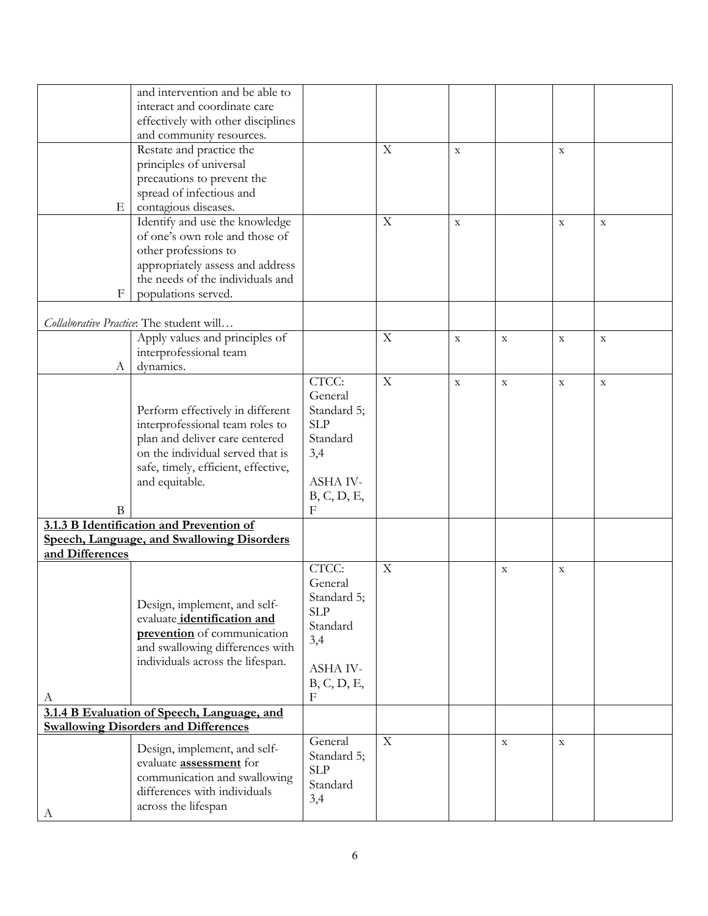| | | | | | | | |
|---|---|---|---|---|---|---|---|
| | and intervention and be able to interact and coordinate care effectively with other disciplines and community resources. | | | | | | |
| E | Restate and practice the principles of universal precautions to prevent the spread of infectious and contagious diseases. | | X | x | | x | |
| F | Identify and use the knowledge of one's own role and those of other professions to appropriately assess and address the needs of the individuals and populations served. | | X | x | | x | x |
| *Collaborative Practice*: The student will… | | | | | | | |
| A | Apply values and principles of interprofessional team dynamics. | | X | x | x | x | x |
| B | Perform effectively in different interprofessional team roles to plan and deliver care centered on the individual served that is safe, timely, efficient, effective, and equitable. | CTCC: General Standard 5; SLP Standard 3,4<br><br>ASHA IV-B, C, D, E, F | X | x | x | x | x |
| **3.1.3 B Identification and Prevention of Speech, Language, and Swallowing Disorders and Differences** | | | | | | | |
| A | Design, implement, and self-evaluate **identification and prevention** of communication and swallowing differences with individuals across the lifespan. | CTCC: General Standard 5; SLP Standard 3,4<br><br>ASHA IV-B, C, D, E, F | X | | x | x | |
| **3.1.4 B Evaluation of Speech, Language, and Swallowing Disorders and Differences** | | | | | | | |
| A | Design, implement, and self-evaluate **assessment** for communication and swallowing differences with individuals across the lifespan | General Standard 5; SLP Standard 3,4 | X | | x | x | |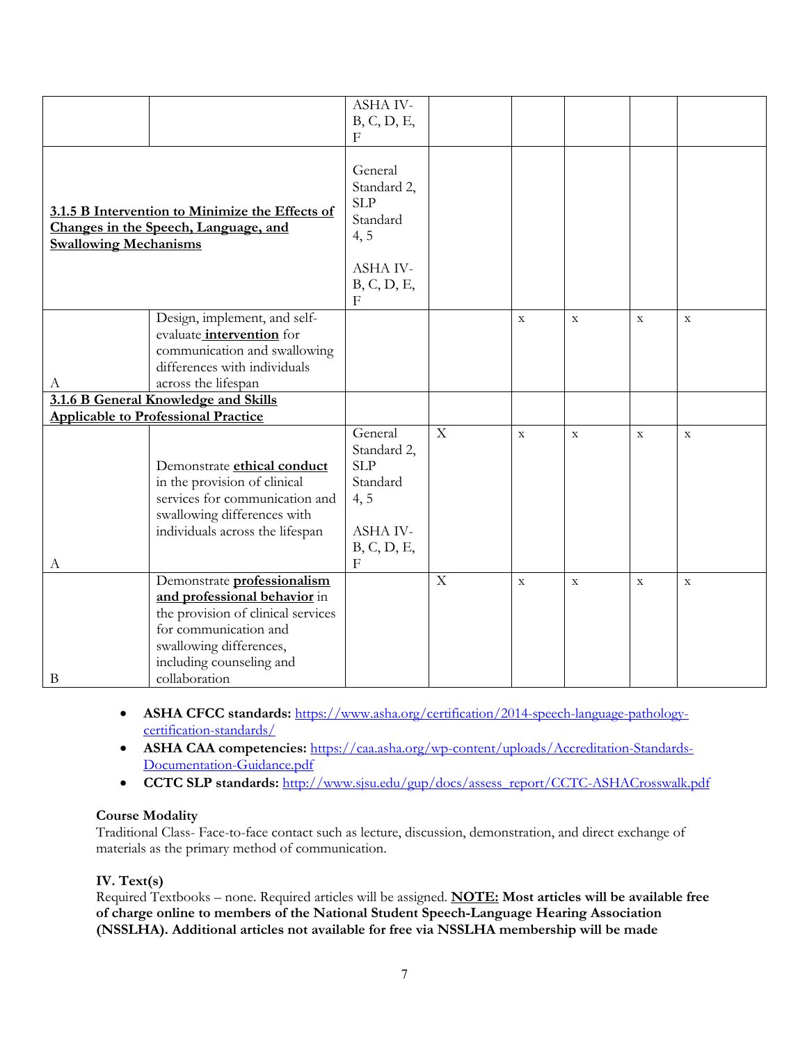| | | | | | | | |
|---|---|---|---|---|---|---|---|
| | | ASHA IV-B, C, D, E, F | | | | | |
| **3.1.5 B Intervention to Minimize the Effects of Changes in the Speech, Language, and Swallowing Mechanisms** | | General Standard 2, SLP Standard 4, 5<br><br>ASHA IV-B, C, D, E, F | | | | | |
| A | Design, implement, and self-evaluate **intervention** for communication and swallowing differences with individuals across the lifespan | | | x | x | x | x |
| **3.1.6 B General Knowledge and Skills Applicable to Professional Practice** | | | | | | | |
| A | Demonstrate **ethical conduct** in the provision of clinical services for communication and swallowing differences with individuals across the lifespan | General Standard 2, SLP Standard 4, 5<br><br>ASHA IV-B, C, D, E, F | X | x | x | x | x |
| B | Demonstrate **professionalism and professional behavior** in the provision of clinical services for communication and swallowing differences, including counseling and collaboration | | X | x | x | x | x |

- **ASHA CFCC standards:** https://www.asha.org/certification/2014-speech-language-pathology-certification-standards/
- **ASHA CAA competencies:** https://caa.asha.org/wp-content/uploads/Accreditation-Standards-Documentation-Guidance.pdf
- **CCTC SLP standards:** http://www.sjsu.edu/gup/docs/assess_report/CCTC-ASHACrosswalk.pdf

**Course Modality**

Traditional Class- Face-to-face contact such as lecture, discussion, demonstration, and direct exchange of materials as the primary method of communication.

**IV. Text(s)**

Required Textbooks – none. Required articles will be assigned. **NOTE: Most articles will be available free of charge online to members of the National Student Speech-Language Hearing Association (NSSLHA). Additional articles not available for free via NSSLHA membership will be made**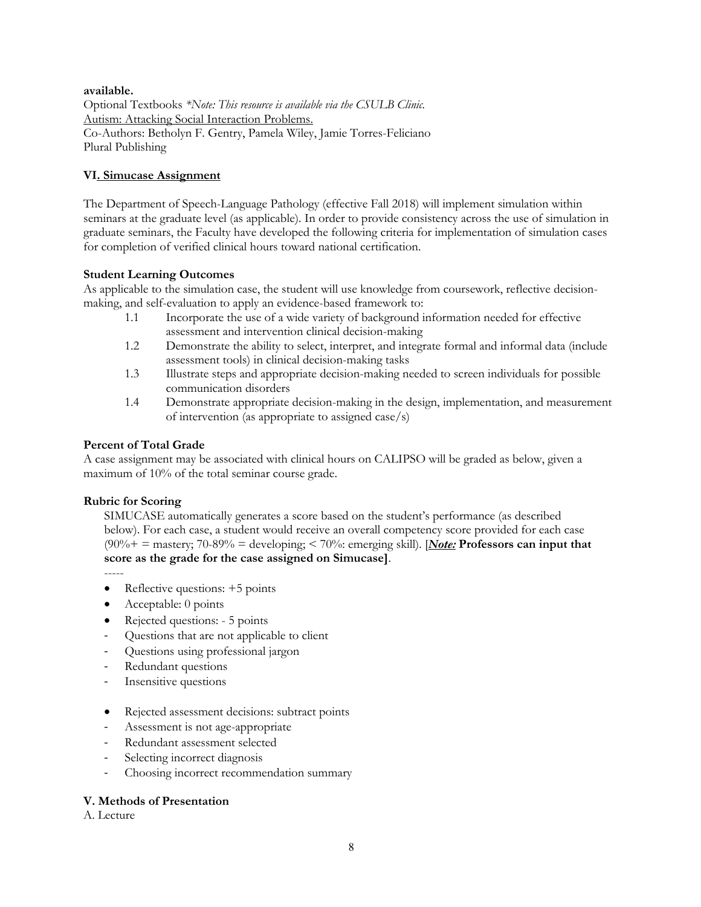**available.**

Optional Textbooks *\*Note: This resource is available via the CSULB Clinic.*

Autism: Attacking Social Interaction Problems.

Co-Authors: Betholyn F. Gentry, Pamela Wiley, Jamie Torres-Feliciano

Plural Publishing

### VI. Simucase Assignment

The Department of Speech-Language Pathology (effective Fall 2018) will implement simulation within seminars at the graduate level (as applicable). In order to provide consistency across the use of simulation in graduate seminars, the Faculty have developed the following criteria for implementation of simulation cases for completion of verified clinical hours toward national certification.

**Student Learning Outcomes**

As applicable to the simulation case, the student will use knowledge from coursework, reflective decision-making, and self-evaluation to apply an evidence-based framework to:

- 1.1 Incorporate the use of a wide variety of background information needed for effective assessment and intervention clinical decision-making
- 1.2 Demonstrate the ability to select, interpret, and integrate formal and informal data (include assessment tools) in clinical decision-making tasks
- 1.3 Illustrate steps and appropriate decision-making needed to screen individuals for possible communication disorders
- 1.4 Demonstrate appropriate decision-making in the design, implementation, and measurement of intervention (as appropriate to assigned case/s)

**Percent of Total Grade**

A case assignment may be associated with clinical hours on CALIPSO will be graded as below, given a maximum of 10% of the total seminar course grade.

**Rubric for Scoring**

SIMUCASE automatically generates a score based on the student's performance (as described below). For each case, a student would receive an overall competency score provided for each case (90%+ = mastery; 70-89% = developing; < 70%: emerging skill). [***Note:*** **Professors can input that score as the grade for the case assigned on Simucase]**.

-----

- Reflective questions: +5 points
- Acceptable: 0 points
- Rejected questions: - 5 points
  - Questions that are not applicable to client
  - Questions using professional jargon
  - Redundant questions
  - Insensitive questions

- Rejected assessment decisions: subtract points
  - Assessment is not age-appropriate
  - Redundant assessment selected
  - Selecting incorrect diagnosis
  - Choosing incorrect recommendation summary

### V. Methods of Presentation

A. Lecture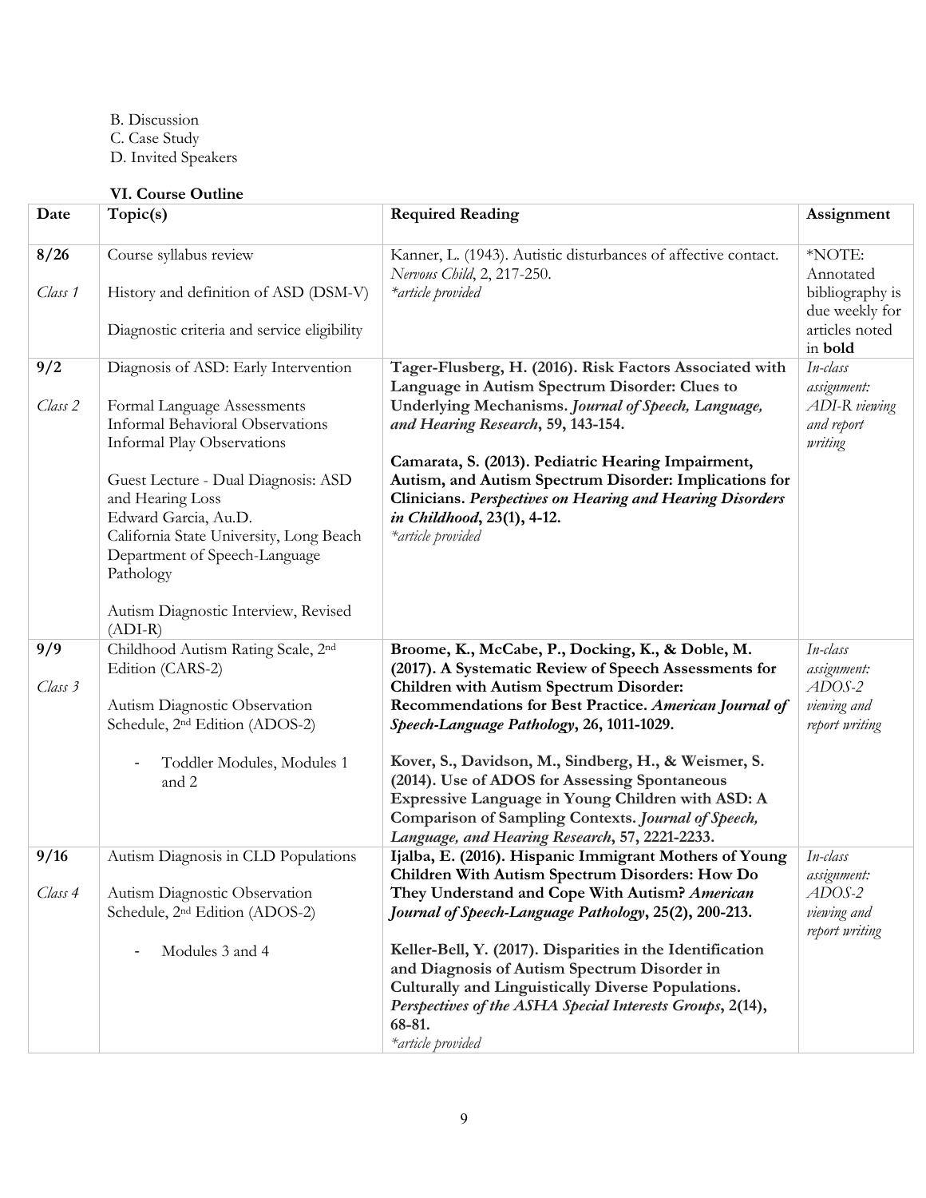B. Discussion
C. Case Study
D. Invited Speakers

### VI. Course Outline

| Date | Topic(s) | Required Reading | Assignment |
|---|---|---|---|
| 8/26<br><br>*Class 1* | Course syllabus review<br><br>History and definition of ASD (DSM-V)<br><br>Diagnostic criteria and service eligibility | Kanner, L. (1943). Autistic disturbances of affective contact. *Nervous Child*, 2, 217-250.<br>*\*article provided* | \*NOTE: Annotated bibliography is due weekly for articles noted in **bold** |
| 9/2<br><br>*Class 2* | Diagnosis of ASD: Early Intervention<br><br>Formal Language Assessments<br>Informal Behavioral Observations<br>Informal Play Observations<br><br>Guest Lecture - Dual Diagnosis: ASD and Hearing Loss<br>Edward Garcia, Au.D.<br>California State University, Long Beach Department of Speech-Language Pathology<br><br>Autism Diagnostic Interview, Revised (ADI-R) | **Tager-Flusberg, H. (2016). Risk Factors Associated with Language in Autism Spectrum Disorder: Clues to Underlying Mechanisms. *Journal of Speech, Language, and Hearing Research*, 59, 143-154.**<br><br>**Camarata, S. (2013). Pediatric Hearing Impairment, Autism, and Autism Spectrum Disorder: Implications for Clinicians. *Perspectives on Hearing and Hearing Disorders in Childhood*, 23(1), 4-12.**<br>*\*article provided* | *In-class assignment: ADI-R viewing and report writing* |
| 9/9<br><br>*Class 3* | Childhood Autism Rating Scale, 2nd Edition (CARS-2)<br><br>Autism Diagnostic Observation Schedule, 2nd Edition (ADOS-2)<br><br>- Toddler Modules, Modules 1 and 2 | **Broome, K., McCabe, P., Docking, K., & Doble, M. (2017). A Systematic Review of Speech Assessments for Children with Autism Spectrum Disorder: Recommendations for Best Practice. *American Journal of Speech-Language Pathology*, 26, 1011-1029.**<br><br>**Kover, S., Davidson, M., Sindberg, H., & Weismer, S. (2014). Use of ADOS for Assessing Spontaneous Expressive Language in Young Children with ASD: A Comparison of Sampling Contexts. *Journal of Speech, Language, and Hearing Research*, 57, 2221-2233.** | *In-class assignment: ADOS-2 viewing and report writing* |
| 9/16<br><br>*Class 4* | Autism Diagnosis in CLD Populations<br><br>Autism Diagnostic Observation Schedule, 2nd Edition (ADOS-2)<br><br>- Modules 3 and 4 | **Ijalba, E. (2016). Hispanic Immigrant Mothers of Young Children With Autism Spectrum Disorders: How Do They Understand and Cope With Autism? *American Journal of Speech-Language Pathology*, 25(2), 200-213.**<br><br>**Keller-Bell, Y. (2017). Disparities in the Identification and Diagnosis of Autism Spectrum Disorder in Culturally and Linguistically Diverse Populations. *Perspectives of the ASHA Special Interests Groups*, 2(14), 68-81.**<br>*\*article provided* | *In-class assignment: ADOS-2 viewing and report writing* |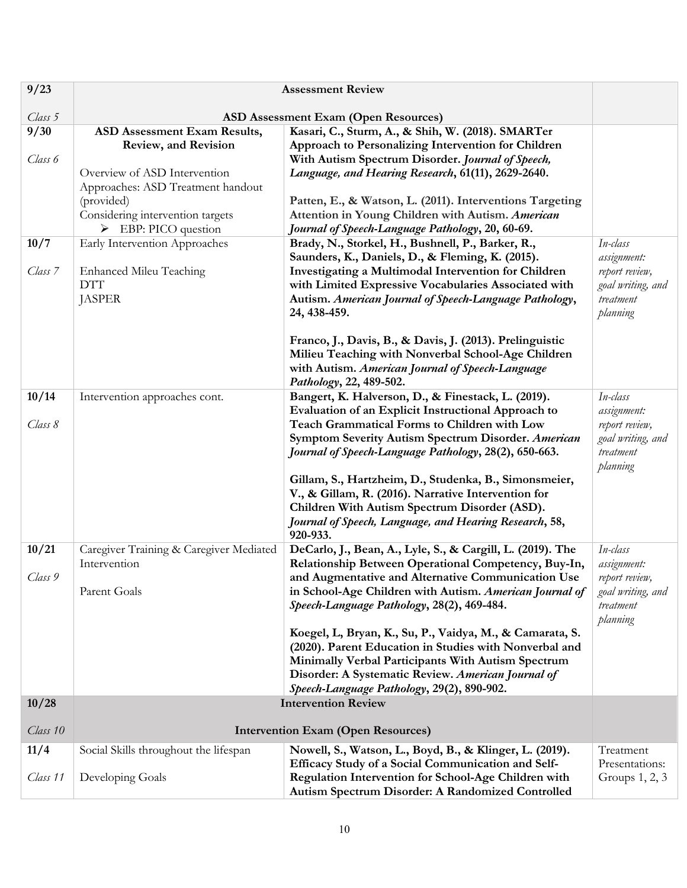| | | | |
|---|---|---|---|
| **9/23**<br><br>*Class 5* | **Assessment Review**<br><br>**ASD Assessment Exam (Open Resources)** | | |
| **9/30**<br><br>*Class 6* | **ASD Assessment Exam Results, Review, and Revision**<br><br>Overview of ASD Intervention Approaches: ASD Treatment handout (provided)<br>Considering intervention targets<br>➢ EBP: PICO question | **Kasari, C., Sturm, A., & Shih, W. (2018). SMARTer Approach to Personalizing Intervention for Children With Autism Spectrum Disorder. *Journal of Speech, Language, and Hearing Research*, 61(11), 2629-2640.**<br><br>**Patten, E., & Watson, L. (2011). Interventions Targeting Attention in Young Children with Autism. *American Journal of Speech-Language Pathology*, 20, 60-69.** | |
| **10/7**<br><br>*Class 7* | Early Intervention Approaches<br><br>Enhanced Mileu Teaching<br>DTT<br>JASPER | **Brady, N., Storkel, H., Bushnell, P., Barker, R., Saunders, K., Daniels, D., & Fleming, K. (2015). Investigating a Multimodal Intervention for Children with Limited Expressive Vocabularies Associated with Autism. *American Journal of Speech-Language Pathology*, 24, 438-459.**<br><br>**Franco, J., Davis, B., & Davis, J. (2013). Prelinguistic Milieu Teaching with Nonverbal School-Age Children with Autism. *American Journal of Speech-Language Pathology*, 22, 489-502.** | *In-class assignment: report review, goal writing, and treatment planning* |
| **10/14**<br><br>*Class 8* | Intervention approaches cont. | **Bangert, K. Halverson, D., & Finestack, L. (2019). Evaluation of an Explicit Instructional Approach to Teach Grammatical Forms to Children with Low Symptom Severity Autism Spectrum Disorder. *American Journal of Speech-Language Pathology*, 28(2), 650-663.**<br><br>**Gillam, S., Hartzheim, D., Studenka, B., Simonsmeier, V., & Gillam, R. (2016). Narrative Intervention for Children With Autism Spectrum Disorder (ASD). *Journal of Speech, Language, and Hearing Research*, 58, 920-933.** | *In-class assignment: report review, goal writing, and treatment planning* |
| **10/21**<br><br>*Class 9* | Caregiver Training & Caregiver Mediated Intervention<br><br>Parent Goals | **DeCarlo, J., Bean, A., Lyle, S., & Cargill, L. (2019). The Relationship Between Operational Competency, Buy-In, and Augmentative and Alternative Communication Use in School-Age Children with Autism. *American Journal of Speech-Language Pathology*, 28(2), 469-484.**<br><br>**Koegel, L, Bryan, K., Su, P., Vaidya, M., & Camarata, S. (2020). Parent Education in Studies with Nonverbal and Minimally Verbal Participants With Autism Spectrum Disorder: A Systematic Review. *American Journal of Speech-Language Pathology*, 29(2), 890-902.** | *In-class assignment: report review, goal writing, and treatment planning* |
| **10/28**<br><br>*Class 10* | **Intervention Review**<br><br>**Intervention Exam (Open Resources)** | | |
| **11/4**<br><br>*Class 11* | Social Skills throughout the lifespan<br><br>Developing Goals | **Nowell, S., Watson, L., Boyd, B., & Klinger, L. (2019). Efficacy Study of a Social Communication and Self-Regulation Intervention for School-Age Children with Autism Spectrum Disorder: A Randomized Controlled** | Treatment Presentations: Groups 1, 2, 3 |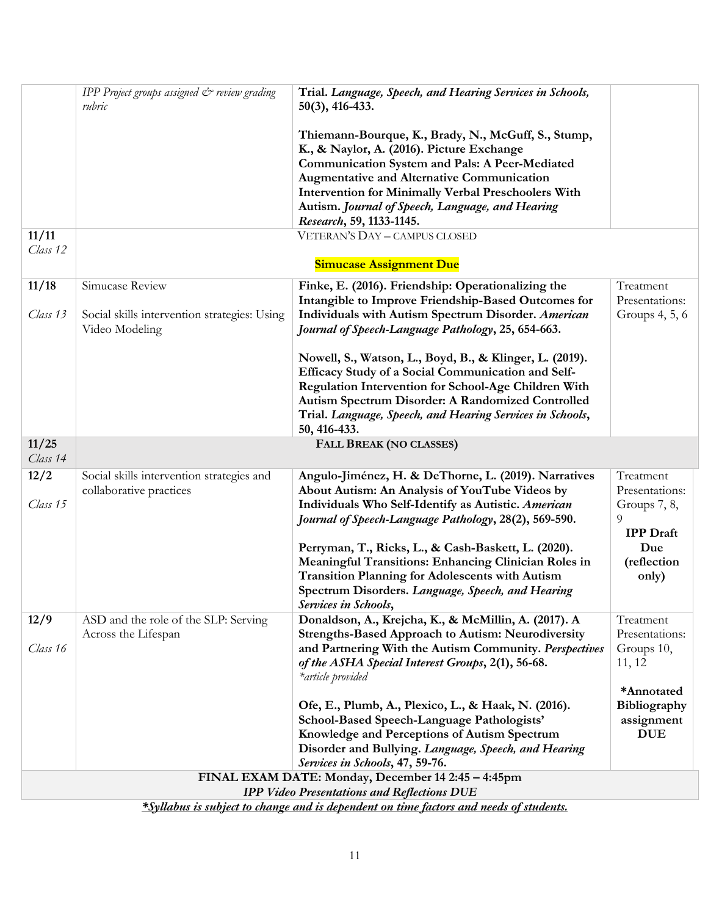| | | | |
|---|---|---|---|
| | *IPP Project groups assigned & review grading rubric* | **Trial. *Language, Speech, and Hearing Services in Schools,* 50(3), 416-433.**<br><br>**Thiemann-Bourque, K., Brady, N., McGuff, S., Stump, K., & Naylor, A. (2016). Picture Exchange Communication System and Pals: A Peer-Mediated Augmentative and Alternative Communication Intervention for Minimally Verbal Preschoolers With Autism. *Journal of Speech, Language, and Hearing Research*, 59, 1133-1145.** | |
| **11/11**<br>*Class 12* | | VETERAN'S DAY – CAMPUS CLOSED<br><br>**Simucase Assignment Due** | |
| **11/18**<br><br>*Class 13* | Simucase Review<br><br>Social skills intervention strategies: Using Video Modeling | **Finke, E. (2016). Friendship: Operationalizing the Intangible to Improve Friendship-Based Outcomes for Individuals with Autism Spectrum Disorder. *American Journal of Speech-Language Pathology*, 25, 654-663.**<br><br>**Nowell, S., Watson, L., Boyd, B., & Klinger, L. (2019). Efficacy Study of a Social Communication and Self-Regulation Intervention for School-Age Children With Autism Spectrum Disorder: A Randomized Controlled Trial. *Language, Speech, and Hearing Services in Schools*, 50, 416-433.** | Treatment Presentations: Groups 4, 5, 6 |
| **11/25**<br>*Class 14* | | **FALL BREAK (NO CLASSES)** | |
| **12/2**<br><br>*Class 15* | Social skills intervention strategies and collaborative practices | **Angulo-Jiménez, H. & DeThorne, L. (2019). Narratives About Autism: An Analysis of YouTube Videos by Individuals Who Self-Identify as Autistic. *American Journal of Speech-Language Pathology*, 28(2), 569-590.**<br><br>**Perryman, T., Ricks, L., & Cash-Baskett, L. (2020). Meaningful Transitions: Enhancing Clinician Roles in Transition Planning for Adolescents with Autism Spectrum Disorders. *Language, Speech, and Hearing Services in Schools*,** | Treatment Presentations: Groups 7, 8, 9<br>**IPP Draft Due (reflection only)** |
| **12/9**<br><br>*Class 16* | ASD and the role of the SLP: Serving Across the Lifespan | **Donaldson, A., Krejcha, K., & McMillin, A. (2017). A Strengths-Based Approach to Autism: Neurodiversity and Partnering With the Autism Community. *Perspectives of the ASHA Special Interest Groups*, 2(1), 56-68.**<br>*\*article provided*<br><br>**Ofe, E., Plumb, A., Plexico, L., & Haak, N. (2016). School-Based Speech-Language Pathologists' Knowledge and Perceptions of Autism Spectrum Disorder and Bullying. *Language, Speech, and Hearing Services in Schools*, 47, 59-76.** | Treatment Presentations: Groups 10, 11, 12<br><br>**\*Annotated Bibliography assignment DUE** |
| | | **FINAL EXAM DATE: Monday, December 14 2:45 – 4:45pm**<br>***IPP Video Presentations and Reflections DUE*** | |

***\*Syllabus is subject to change and is dependent on time factors and needs of students.***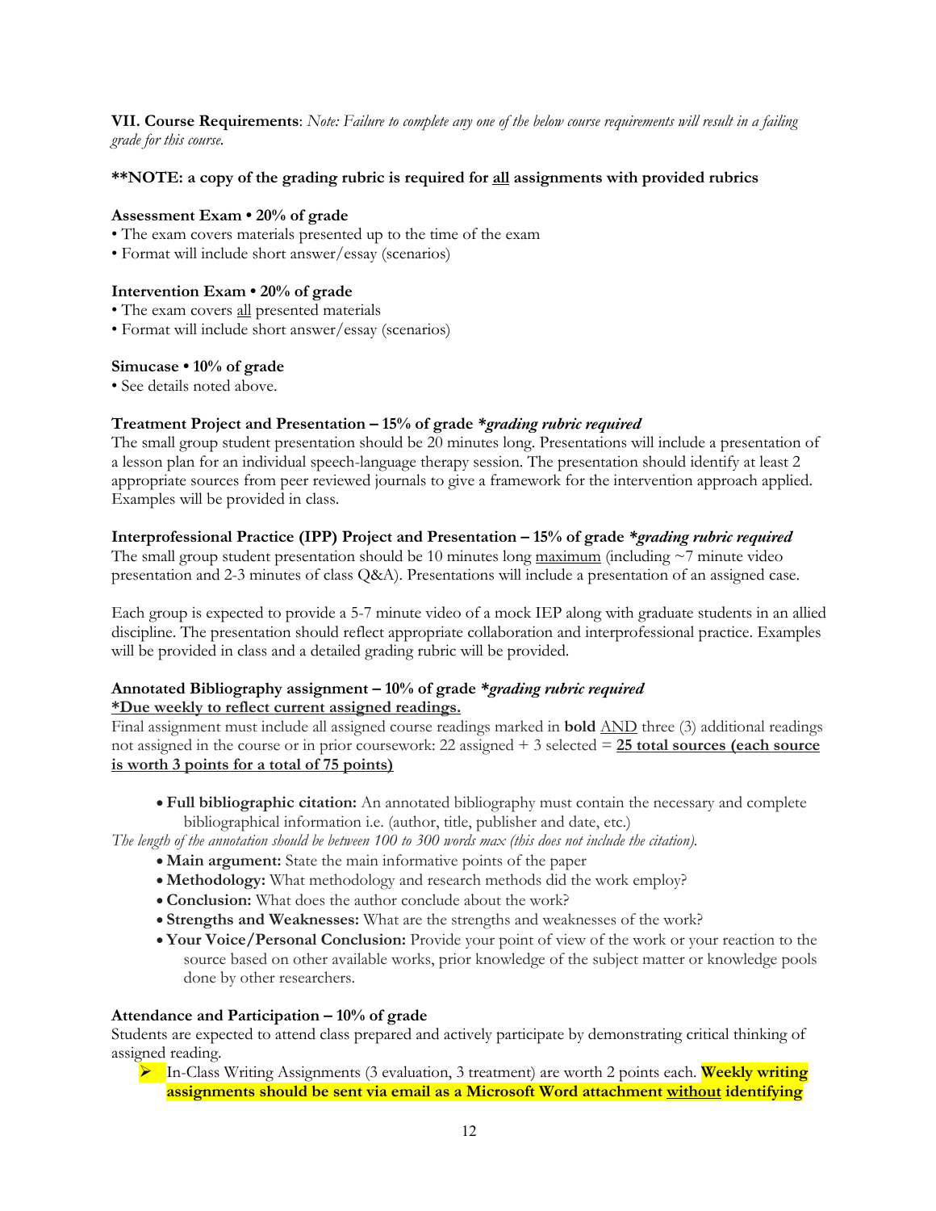**VII. Course Requirements**: *Note: Failure to complete any one of the below course requirements will result in a failing grade for this course.*

**\*\*NOTE: a copy of the grading rubric is required for <u>all</u> assignments with provided rubrics**

**Assessment Exam • 20% of grade**

- The exam covers materials presented up to the time of the exam
- Format will include short answer/essay (scenarios)

**Intervention Exam • 20% of grade**

- The exam covers <u>all</u> presented materials
- Format will include short answer/essay (scenarios)

**Simucase • 10% of grade**

- See details noted above.

**Treatment Project and Presentation – 15% of grade *\*grading rubric required***

The small group student presentation should be 20 minutes long. Presentations will include a presentation of a lesson plan for an individual speech-language therapy session. The presentation should identify at least 2 appropriate sources from peer reviewed journals to give a framework for the intervention approach applied. Examples will be provided in class.

**Interprofessional Practice (IPP) Project and Presentation – 15% of grade *\*grading rubric required***

The small group student presentation should be 10 minutes long <u>maximum</u> (including ~7 minute video presentation and 2-3 minutes of class Q&A). Presentations will include a presentation of an assigned case.

Each group is expected to provide a 5-7 minute video of a mock IEP along with graduate students in an allied discipline. The presentation should reflect appropriate collaboration and interprofessional practice. Examples will be provided in class and a detailed grading rubric will be provided.

**Annotated Bibliography assignment – 10% of grade *\*grading rubric required***

**<u>\*Due weekly to reflect current assigned readings.</u>**

Final assignment must include all assigned course readings marked in **bold** <u>AND</u> three (3) additional readings not assigned in the course or in prior coursework: 22 assigned + 3 selected = **<u>25 total sources (each source is worth 3 points for a total of 75 points)</u>**

- **Full bibliographic citation:** An annotated bibliography must contain the necessary and complete bibliographical information i.e. (author, title, publisher and date, etc.)

*The length of the annotation should be between 100 to 300 words max (this does not include the citation).*

- **Main argument:** State the main informative points of the paper
- **Methodology:** What methodology and research methods did the work employ?
- **Conclusion:** What does the author conclude about the work?
- **Strengths and Weaknesses:** What are the strengths and weaknesses of the work?
- **Your Voice/Personal Conclusion:** Provide your point of view of the work or your reaction to the source based on other available works, prior knowledge of the subject matter or knowledge pools done by other researchers.

**Attendance and Participation – 10% of grade**

Students are expected to attend class prepared and actively participate by demonstrating critical thinking of assigned reading.

- In-Class Writing Assignments (3 evaluation, 3 treatment) are worth 2 points each. **Weekly writing assignments should be sent via email as a Microsoft Word attachment <u>without</u> identifying**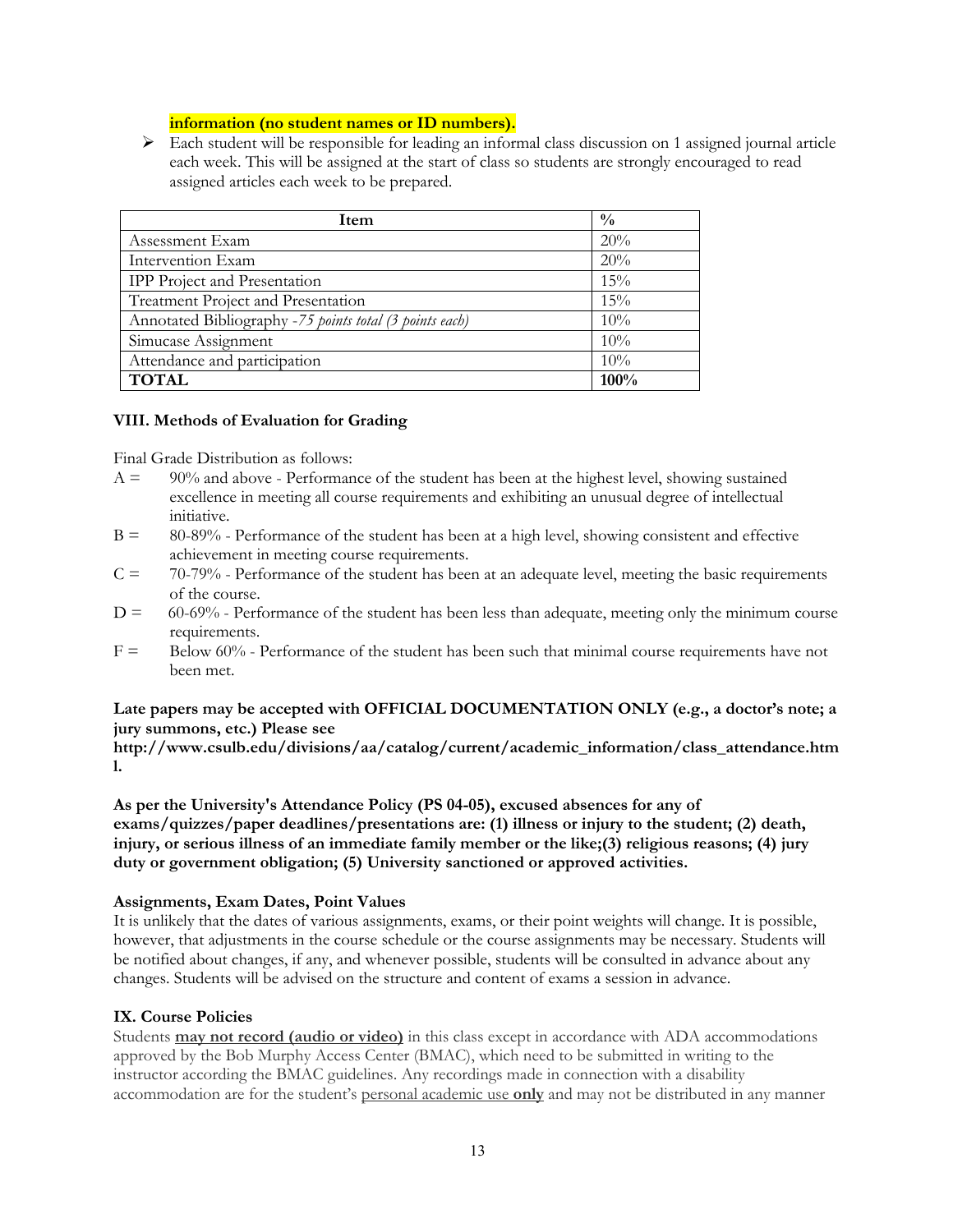**information (no student names or ID numbers).**

- Each student will be responsible for leading an informal class discussion on 1 assigned journal article each week. This will be assigned at the start of class so students are strongly encouraged to read assigned articles each week to be prepared.

| Item | % |
|---|---|
| Assessment Exam | 20% |
| Intervention Exam | 20% |
| IPP Project and Presentation | 15% |
| Treatment Project and Presentation | 15% |
| Annotated Bibliography -*75 points total (3 points each)* | 10% |
| Simucase Assignment | 10% |
| Attendance and participation | 10% |
| **TOTAL** | **100%** |

### VIII. Methods of Evaluation for Grading

Final Grade Distribution as follows:

A = 90% and above - Performance of the student has been at the highest level, showing sustained excellence in meeting all course requirements and exhibiting an unusual degree of intellectual initiative.

B = 80-89% - Performance of the student has been at a high level, showing consistent and effective achievement in meeting course requirements.

C = 70-79% - Performance of the student has been at an adequate level, meeting the basic requirements of the course.

D = 60-69% - Performance of the student has been less than adequate, meeting only the minimum course requirements.

F = Below 60% - Performance of the student has been such that minimal course requirements have not been met.

**Late papers may be accepted with OFFICIAL DOCUMENTATION ONLY (e.g., a doctor's note; a jury summons, etc.) Please see http://www.csulb.edu/divisions/aa/catalog/current/academic_information/class_attendance.html.**

**As per the University's Attendance Policy (PS 04-05), excused absences for any of exams/quizzes/paper deadlines/presentations are: (1) illness or injury to the student; (2) death, injury, or serious illness of an immediate family member or the like;(3) religious reasons; (4) jury duty or government obligation; (5) University sanctioned or approved activities.**

**Assignments, Exam Dates, Point Values**

It is unlikely that the dates of various assignments, exams, or their point weights will change. It is possible, however, that adjustments in the course schedule or the course assignments may be necessary. Students will be notified about changes, if any, and whenever possible, students will be consulted in advance about any changes. Students will be advised on the structure and content of exams a session in advance.

### IX. Course Policies

Students **may not record (audio or video)** in this class except in accordance with ADA accommodations approved by the Bob Murphy Access Center (BMAC), which need to be submitted in writing to the instructor according the BMAC guidelines. Any recordings made in connection with a disability accommodation are for the student's personal academic use **only** and may not be distributed in any manner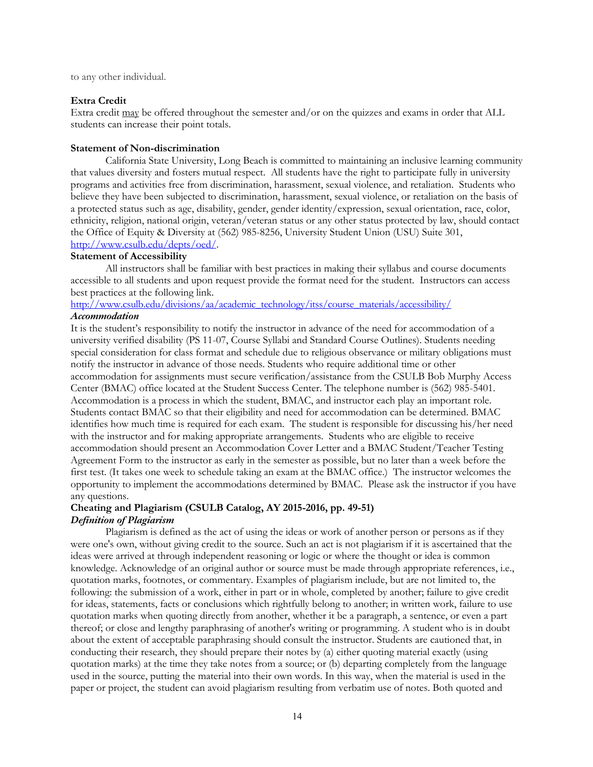to any other individual.

**Extra Credit**
Extra credit <u>may</u> be offered throughout the semester and/or on the quizzes and exams in order that ALL students can increase their point totals.

**Statement of Non-discrimination**

California State University, Long Beach is committed to maintaining an inclusive learning community that values diversity and fosters mutual respect. All students have the right to participate fully in university programs and activities free from discrimination, harassment, sexual violence, and retaliation. Students who believe they have been subjected to discrimination, harassment, sexual violence, or retaliation on the basis of a protected status such as age, disability, gender, gender identity/expression, sexual orientation, race, color, ethnicity, religion, national origin, veteran/veteran status or any other status protected by law, should contact the Office of Equity & Diversity at (562) 985-8256, University Student Union (USU) Suite 301, http://www.csulb.edu/depts/oed/.

**Statement of Accessibility**

All instructors shall be familiar with best practices in making their syllabus and course documents accessible to all students and upon request provide the format need for the student. Instructors can access best practices at the following link.
http://www.csulb.edu/divisions/aa/academic_technology/itss/course_materials/accessibility/

***Accommodation***

It is the student's responsibility to notify the instructor in advance of the need for accommodation of a university verified disability (PS 11-07, Course Syllabi and Standard Course Outlines). Students needing special consideration for class format and schedule due to religious observance or military obligations must notify the instructor in advance of those needs. Students who require additional time or other accommodation for assignments must secure verification/assistance from the CSULB Bob Murphy Access Center (BMAC) office located at the Student Success Center. The telephone number is (562) 985-5401. Accommodation is a process in which the student, BMAC, and instructor each play an important role. Students contact BMAC so that their eligibility and need for accommodation can be determined. BMAC identifies how much time is required for each exam. The student is responsible for discussing his/her need with the instructor and for making appropriate arrangements. Students who are eligible to receive accommodation should present an Accommodation Cover Letter and a BMAC Student/Teacher Testing Agreement Form to the instructor as early in the semester as possible, but no later than a week before the first test. (It takes one week to schedule taking an exam at the BMAC office.) The instructor welcomes the opportunity to implement the accommodations determined by BMAC. Please ask the instructor if you have any questions.

**Cheating and Plagiarism (CSULB Catalog, AY 2015-2016, pp. 49-51)**

***Definition of Plagiarism***

Plagiarism is defined as the act of using the ideas or work of another person or persons as if they were one's own, without giving credit to the source. Such an act is not plagiarism if it is ascertained that the ideas were arrived at through independent reasoning or logic or where the thought or idea is common knowledge. Acknowledge of an original author or source must be made through appropriate references, i.e., quotation marks, footnotes, or commentary. Examples of plagiarism include, but are not limited to, the following: the submission of a work, either in part or in whole, completed by another; failure to give credit for ideas, statements, facts or conclusions which rightfully belong to another; in written work, failure to use quotation marks when quoting directly from another, whether it be a paragraph, a sentence, or even a part thereof; or close and lengthy paraphrasing of another's writing or programming. A student who is in doubt about the extent of acceptable paraphrasing should consult the instructor. Students are cautioned that, in conducting their research, they should prepare their notes by (a) either quoting material exactly (using quotation marks) at the time they take notes from a source; or (b) departing completely from the language used in the source, putting the material into their own words. In this way, when the material is used in the paper or project, the student can avoid plagiarism resulting from verbatim use of notes. Both quoted and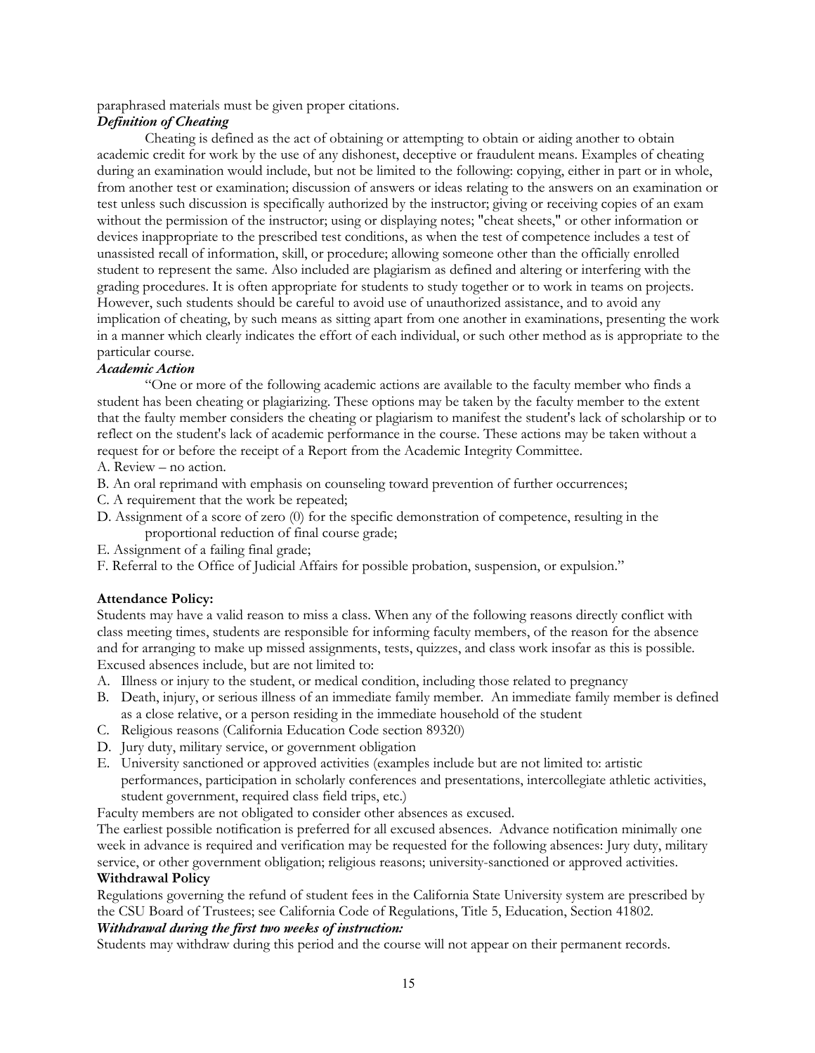paraphrased materials must be given proper citations.

***Definition of Cheating***

Cheating is defined as the act of obtaining or attempting to obtain or aiding another to obtain academic credit for work by the use of any dishonest, deceptive or fraudulent means. Examples of cheating during an examination would include, but not be limited to the following: copying, either in part or in whole, from another test or examination; discussion of answers or ideas relating to the answers on an examination or test unless such discussion is specifically authorized by the instructor; giving or receiving copies of an exam without the permission of the instructor; using or displaying notes; "cheat sheets," or other information or devices inappropriate to the prescribed test conditions, as when the test of competence includes a test of unassisted recall of information, skill, or procedure; allowing someone other than the officially enrolled student to represent the same. Also included are plagiarism as defined and altering or interfering with the grading procedures. It is often appropriate for students to study together or to work in teams on projects. However, such students should be careful to avoid use of unauthorized assistance, and to avoid any implication of cheating, by such means as sitting apart from one another in examinations, presenting the work in a manner which clearly indicates the effort of each individual, or such other method as is appropriate to the particular course.

***Academic Action***

"One or more of the following academic actions are available to the faculty member who finds a student has been cheating or plagiarizing. These options may be taken by the faculty member to the extent that the faulty member considers the cheating or plagiarism to manifest the student's lack of scholarship or to reflect on the student's lack of academic performance in the course. These actions may be taken without a request for or before the receipt of a Report from the Academic Integrity Committee.

A. Review – no action.

B. An oral reprimand with emphasis on counseling toward prevention of further occurrences;

C. A requirement that the work be repeated;

D. Assignment of a score of zero (0) for the specific demonstration of competence, resulting in the proportional reduction of final course grade;

E. Assignment of a failing final grade;

F. Referral to the Office of Judicial Affairs for possible probation, suspension, or expulsion."

**Attendance Policy:**

Students may have a valid reason to miss a class. When any of the following reasons directly conflict with class meeting times, students are responsible for informing faculty members, of the reason for the absence and for arranging to make up missed assignments, tests, quizzes, and class work insofar as this is possible. Excused absences include, but are not limited to:

A. Illness or injury to the student, or medical condition, including those related to pregnancy
B. Death, injury, or serious illness of an immediate family member. An immediate family member is defined as a close relative, or a person residing in the immediate household of the student
C. Religious reasons (California Education Code section 89320)
D. Jury duty, military service, or government obligation
E. University sanctioned or approved activities (examples include but are not limited to: artistic performances, participation in scholarly conferences and presentations, intercollegiate athletic activities, student government, required class field trips, etc.)

Faculty members are not obligated to consider other absences as excused.

The earliest possible notification is preferred for all excused absences. Advance notification minimally one week in advance is required and verification may be requested for the following absences: Jury duty, military service, or other government obligation; religious reasons; university-sanctioned or approved activities.

**Withdrawal Policy**

Regulations governing the refund of student fees in the California State University system are prescribed by the CSU Board of Trustees; see California Code of Regulations, Title 5, Education, Section 41802.

***Withdrawal during the first two weeks of instruction:***

Students may withdraw during this period and the course will not appear on their permanent records.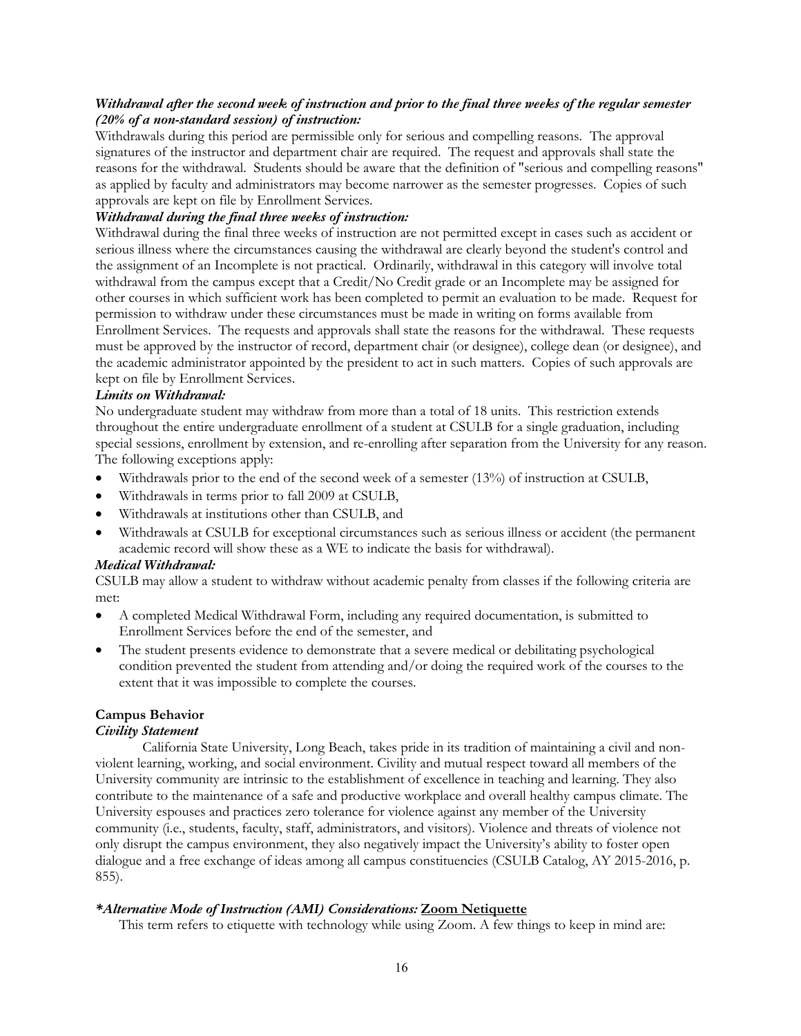***Withdrawal after the second week of instruction and prior to the final three weeks of the regular semester (20% of a non-standard session) of instruction:***

Withdrawals during this period are permissible only for serious and compelling reasons. The approval signatures of the instructor and department chair are required. The request and approvals shall state the reasons for the withdrawal. Students should be aware that the definition of "serious and compelling reasons" as applied by faculty and administrators may become narrower as the semester progresses. Copies of such approvals are kept on file by Enrollment Services.

***Withdrawal during the final three weeks of instruction:***

Withdrawal during the final three weeks of instruction are not permitted except in cases such as accident or serious illness where the circumstances causing the withdrawal are clearly beyond the student's control and the assignment of an Incomplete is not practical. Ordinarily, withdrawal in this category will involve total withdrawal from the campus except that a Credit/No Credit grade or an Incomplete may be assigned for other courses in which sufficient work has been completed to permit an evaluation to be made. Request for permission to withdraw under these circumstances must be made in writing on forms available from Enrollment Services. The requests and approvals shall state the reasons for the withdrawal. These requests must be approved by the instructor of record, department chair (or designee), college dean (or designee), and the academic administrator appointed by the president to act in such matters. Copies of such approvals are kept on file by Enrollment Services.

***Limits on Withdrawal:***

No undergraduate student may withdraw from more than a total of 18 units. This restriction extends throughout the entire undergraduate enrollment of a student at CSULB for a single graduation, including special sessions, enrollment by extension, and re-enrolling after separation from the University for any reason. The following exceptions apply:

- Withdrawals prior to the end of the second week of a semester (13%) of instruction at CSULB,
- Withdrawals in terms prior to fall 2009 at CSULB,
- Withdrawals at institutions other than CSULB, and
- Withdrawals at CSULB for exceptional circumstances such as serious illness or accident (the permanent academic record will show these as a WE to indicate the basis for withdrawal).

***Medical Withdrawal:***

CSULB may allow a student to withdraw without academic penalty from classes if the following criteria are met:

- A completed Medical Withdrawal Form, including any required documentation, is submitted to Enrollment Services before the end of the semester, and
- The student presents evidence to demonstrate that a severe medical or debilitating psychological condition prevented the student from attending and/or doing the required work of the courses to the extent that it was impossible to complete the courses.

**Campus Behavior**

***Civility Statement***

California State University, Long Beach, takes pride in its tradition of maintaining a civil and non-violent learning, working, and social environment. Civility and mutual respect toward all members of the University community are intrinsic to the establishment of excellence in teaching and learning. They also contribute to the maintenance of a safe and productive workplace and overall healthy campus climate. The University espouses and practices zero tolerance for violence against any member of the University community (i.e., students, faculty, staff, administrators, and visitors). Violence and threats of violence not only disrupt the campus environment, they also negatively impact the University's ability to foster open dialogue and a free exchange of ideas among all campus constituencies (CSULB Catalog, AY 2015-2016, p. 855).

***\*Alternative Mode of Instruction (AMI) Considerations:*** **Zoom Netiquette**

This term refers to etiquette with technology while using Zoom. A few things to keep in mind are: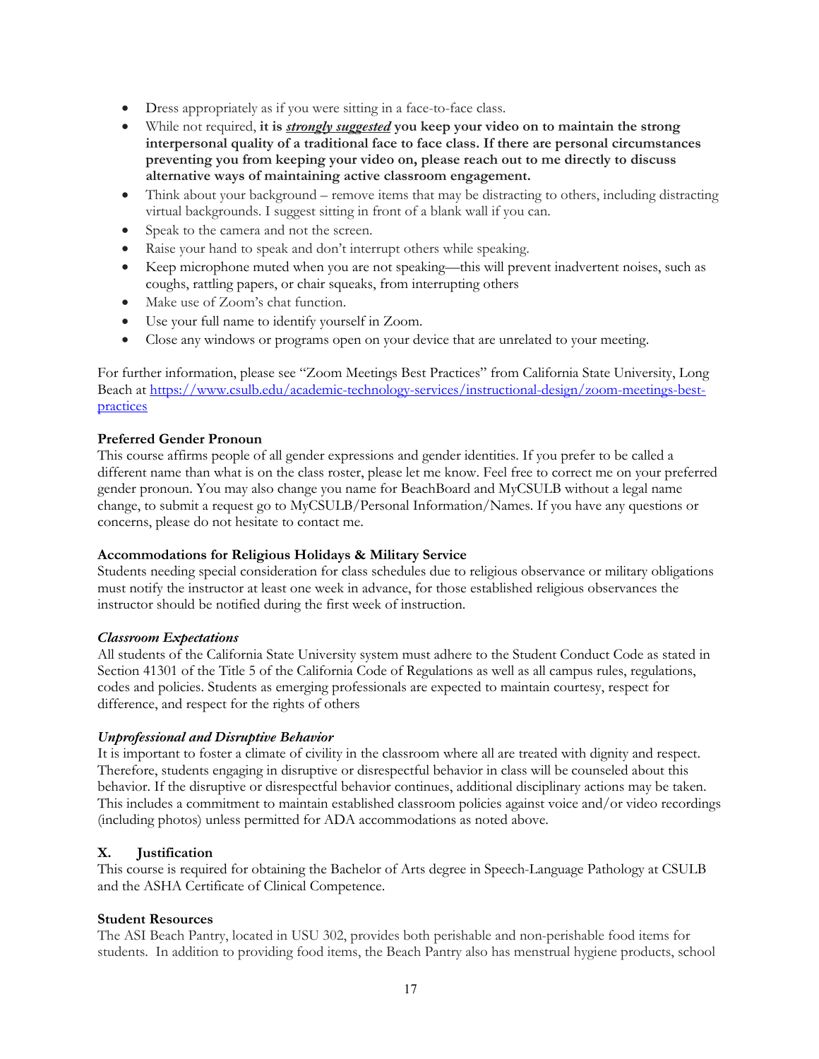- Dress appropriately as if you were sitting in a face-to-face class.
- While not required, **it is *strongly suggested* you keep your video on to maintain the strong interpersonal quality of a traditional face to face class. If there are personal circumstances preventing you from keeping your video on, please reach out to me directly to discuss alternative ways of maintaining active classroom engagement.**
- Think about your background – remove items that may be distracting to others, including distracting virtual backgrounds. I suggest sitting in front of a blank wall if you can.
- Speak to the camera and not the screen.
- Raise your hand to speak and don't interrupt others while speaking.
- Keep microphone muted when you are not speaking—this will prevent inadvertent noises, such as coughs, rattling papers, or chair squeaks, from interrupting others
- Make use of Zoom's chat function.
- Use your full name to identify yourself in Zoom.
- Close any windows or programs open on your device that are unrelated to your meeting.

For further information, please see "Zoom Meetings Best Practices" from California State University, Long Beach at https://www.csulb.edu/academic-technology-services/instructional-design/zoom-meetings-best-practices

**Preferred Gender Pronoun**
This course affirms people of all gender expressions and gender identities. If you prefer to be called a different name than what is on the class roster, please let me know. Feel free to correct me on your preferred gender pronoun. You may also change you name for BeachBoard and MyCSULB without a legal name change, to submit a request go to MyCSULB/Personal Information/Names. If you have any questions or concerns, please do not hesitate to contact me.

**Accommodations for Religious Holidays & Military Service**
Students needing special consideration for class schedules due to religious observance or military obligations must notify the instructor at least one week in advance, for those established religious observances the instructor should be notified during the first week of instruction.

***Classroom Expectations***
All students of the California State University system must adhere to the Student Conduct Code as stated in Section 41301 of the Title 5 of the California Code of Regulations as well as all campus rules, regulations, codes and policies. Students as emerging professionals are expected to maintain courtesy, respect for difference, and respect for the rights of others

***Unprofessional and Disruptive Behavior***
It is important to foster a climate of civility in the classroom where all are treated with dignity and respect. Therefore, students engaging in disruptive or disrespectful behavior in class will be counseled about this behavior. If the disruptive or disrespectful behavior continues, additional disciplinary actions may be taken. This includes a commitment to maintain established classroom policies against voice and/or video recordings (including photos) unless permitted for ADA accommodations as noted above.

## X. Justification

This course is required for obtaining the Bachelor of Arts degree in Speech-Language Pathology at CSULB and the ASHA Certificate of Clinical Competence.

**Student Resources**
The ASI Beach Pantry, located in USU 302, provides both perishable and non-perishable food items for students. In addition to providing food items, the Beach Pantry also has menstrual hygiene products, school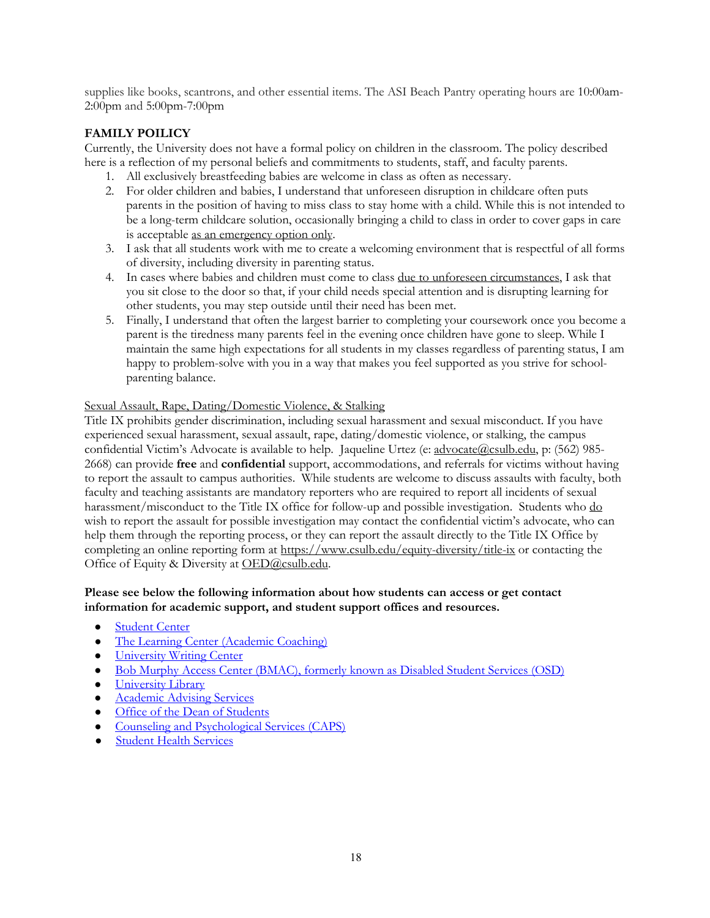supplies like books, scantrons, and other essential items. The ASI Beach Pantry operating hours are 10:00am-2:00pm and 5:00pm-7:00pm

**FAMILY POIlICY**

Currently, the University does not have a formal policy on children in the classroom. The policy described here is a reflection of my personal beliefs and commitments to students, staff, and faculty parents.

1. All exclusively breastfeeding babies are welcome in class as often as necessary.
2. For older children and babies, I understand that unforeseen disruption in childcare often puts parents in the position of having to miss class to stay home with a child. While this is not intended to be a long-term childcare solution, occasionally bringing a child to class in order to cover gaps in care is acceptable <u>as an emergency option only</u>.
3. I ask that all students work with me to create a welcoming environment that is respectful of all forms of diversity, including diversity in parenting status.
4. In cases where babies and children must come to class <u>due to unforeseen circumstances</u>, I ask that you sit close to the door so that, if your child needs special attention and is disrupting learning for other students, you may step outside until their need has been met.
5. Finally, I understand that often the largest barrier to completing your coursework once you become a parent is the tiredness many parents feel in the evening once children have gone to sleep. While I maintain the same high expectations for all students in my classes regardless of parenting status, I am happy to problem-solve with you in a way that makes you feel supported as you strive for school-parenting balance.

<u>Sexual Assault, Rape, Dating/Domestic Violence, & Stalking</u>

Title IX prohibits gender discrimination, including sexual harassment and sexual misconduct. If you have experienced sexual harassment, sexual assault, rape, dating/domestic violence, or stalking, the campus confidential Victim's Advocate is available to help. Jaqueline Urtez (e: advocate@csulb.edu, p: (562) 985-2668) can provide **free** and **confidential** support, accommodations, and referrals for victims without having to report the assault to campus authorities. While students are welcome to discuss assaults with faculty, both faculty and teaching assistants are mandatory reporters who are required to report all incidents of sexual harassment/misconduct to the Title IX office for follow-up and possible investigation. Students who <u>do</u> wish to report the assault for possible investigation may contact the confidential victim's advocate, who can help them through the reporting process, or they can report the assault directly to the Title IX Office by completing an online reporting form at https://www.csulb.edu/equity-diversity/title-ix or contacting the Office of Equity & Diversity at OED@csulb.edu.

**Please see below the following information about how students can access or get contact information for academic support, and student support offices and resources.**

- Student Center
- The Learning Center (Academic Coaching)
- University Writing Center
- Bob Murphy Access Center (BMAC), formerly known as Disabled Student Services (OSD)
- University Library
- Academic Advising Services
- Office of the Dean of Students
- Counseling and Psychological Services (CAPS)
- Student Health Services